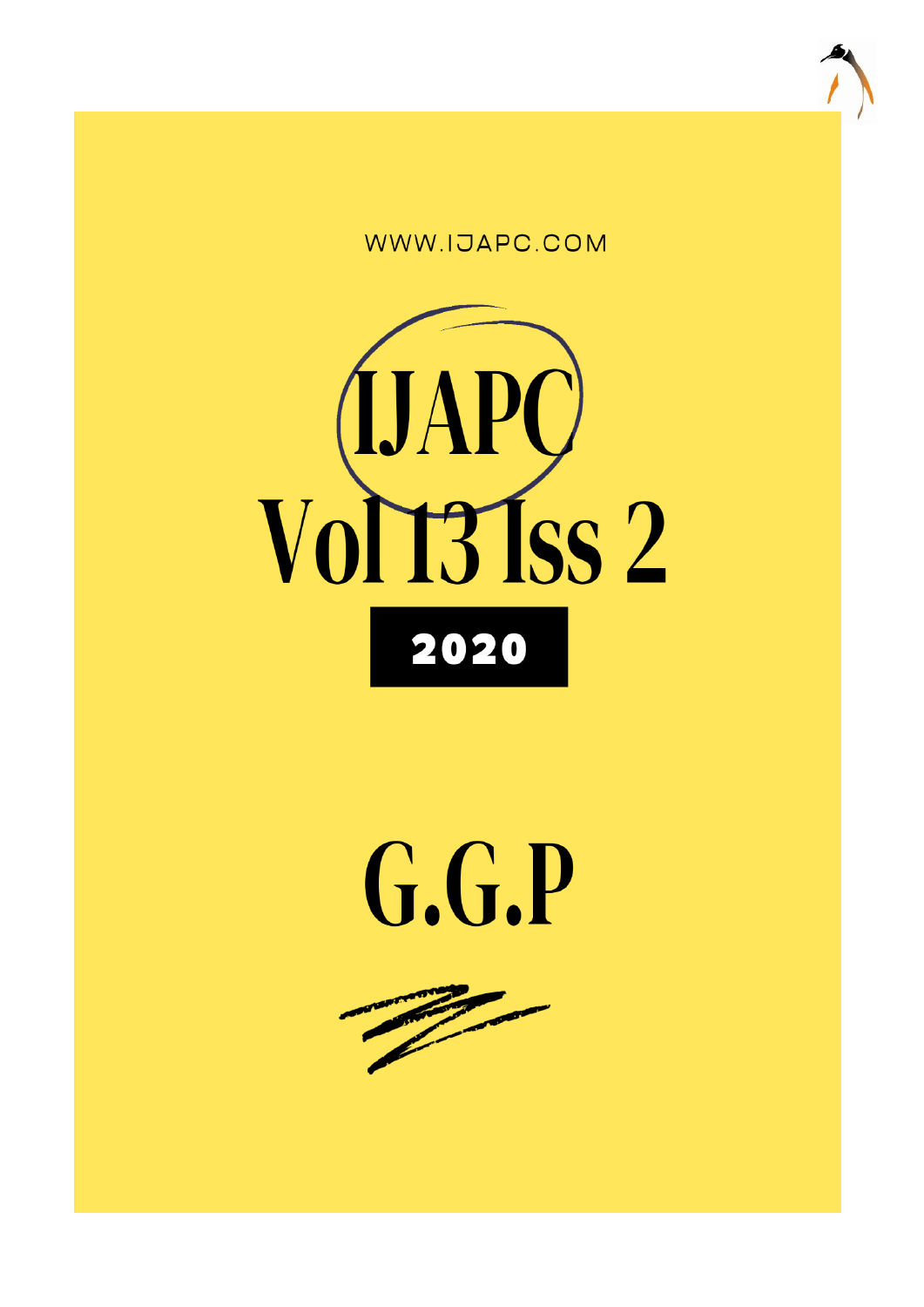WWW.IJAPC.COM

# IJAPC
# Vol 13 Iss 2

**2020**

# G.G.P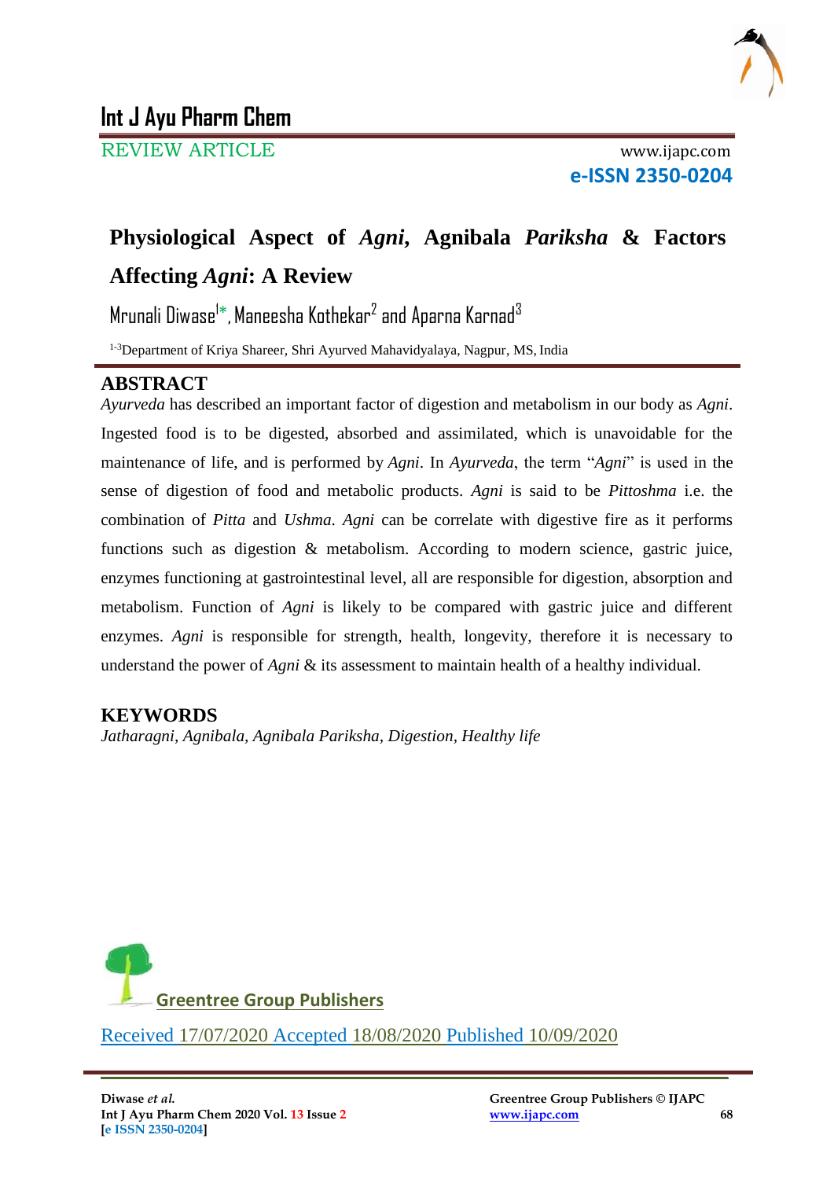REVIEW ARTICLE

# Physiological Aspect of *Agni*, Agnibala *Pariksha* & Factors Affecting *Agni*: A Review

Mrunali Diwase[1*], Maneesha Kothekar[2] and Aparna Karnad[3]

[1-3]Department of Kriya Shareer, Shri Ayurved Mahavidyalaya, Nagpur, MS, India

## ABSTRACT

*Ayurveda* has described an important factor of digestion and metabolism in our body as *Agni*. Ingested food is to be digested, absorbed and assimilated, which is unavoidable for the maintenance of life, and is performed by *Agni*. In *Ayurveda*, the term "*Agni*" is used in the sense of digestion of food and metabolic products. *Agni* is said to be *Pittoshma* i.e. the combination of *Pitta* and *Ushma*. *Agni* can be correlate with digestive fire as it performs functions such as digestion & metabolism. According to modern science, gastric juice, enzymes functioning at gastrointestinal level, all are responsible for digestion, absorption and metabolism. Function of *Agni* is likely to be compared with gastric juice and different enzymes. *Agni* is responsible for strength, health, longevity, therefore it is necessary to understand the power of *Agni* & its assessment to maintain health of a healthy individual.

## KEYWORDS

*Jatharagni, Agnibala, Agnibala Pariksha, Digestion, Healthy life*

Greentree Group Publishers

Received 17/07/2020 Accepted 18/08/2020 Published 10/09/2020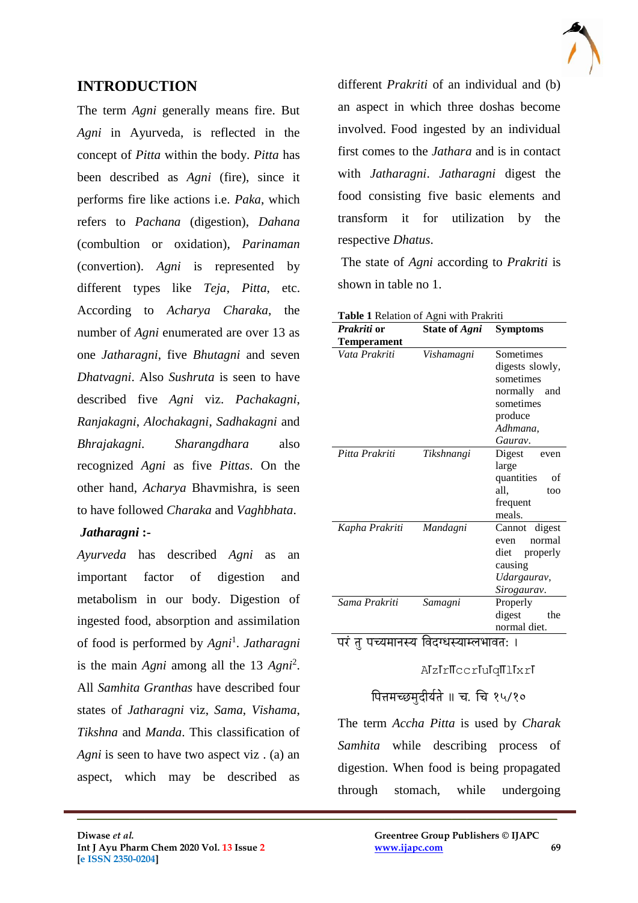## INTRODUCTION

The term *Agni* generally means fire. But *Agni* in Ayurveda, is reflected in the concept of *Pitta* within the body. *Pitta* has been described as *Agni* (fire), since it performs fire like actions i.e. *Paka*, which refers to *Pachana* (digestion), *Dahana* (combultion or oxidation), *Parinaman* (convertion). *Agni* is represented by different types like *Teja*, *Pitta*, etc. According to *Acharya Charaka*, the number of *Agni* enumerated are over 13 as one *Jatharagni*, five *Bhutagni* and seven *Dhatvagni*. Also *Sushruta* is seen to have described five *Agni* viz. *Pachakagni*, *Ranjakagni*, *Alochakagni*, *Sadhakagni* and *Bhrajakagni*. *Sharangdhara* also recognized *Agni* as five *Pittas*. On the other hand, *Acharya* Bhavmishra, is seen to have followed *Charaka* and *Vaghbhata*.

**Jatharagni :-**

*Ayurveda* has described *Agni* as an important factor of digestion and metabolism in our body. Digestion of ingested food, absorption and assimilation of food is performed by *Agni*[1]. *Jatharagni* is the main *Agni* among all the 13 *Agni*[2]. All *Samhita Granthas* have described four states of *Jatharagni* viz, *Sama*, *Vishama*, *Tikshna* and *Manda*. This classification of *Agni* is seen to have two aspect viz . (a) an aspect, which may be described as different *Prakriti* of an individual and (b) an aspect in which three doshas become involved. Food ingested by an individual first comes to the *Jathara* and is in contact with *Jatharagni*. *Jatharagni* digest the food consisting five basic elements and transform it for utilization by the respective *Dhatus*.

The state of *Agni* according to *Prakriti* is shown in table no 1.

**Table 1** Relation of Agni with Prakriti

| *Prakriti* or Temperament | State of *Agni* | Symptoms |
|---|---|---|
| *Vata Prakriti* | *Vishamagni* | Sometimes digests slowly, sometimes normally and sometimes produce *Adhmana*, *Gaurav*. |
| *Pitta Prakriti* | *Tikshnangi* | Digest even large quantities of all, too frequent meals. |
| *Kapha Prakriti* | *Mandagni* | Cannot digest even normal diet properly causing *Udargaurav*, *Sirogaurav*. |
| *Sama Prakriti* | *Samagni* | Properly digest the normal diet. |

परं तु पच्यमानस्य विदग्धस्याम्लभावत: ।

AÏzÏrÏccrÏuÏqÏlÏxrÏ

पित्तमच्छमुदीर्यते ॥ च. चि १५/१०

The term *Accha Pitta* is used by *Charak Samhita* while describing process of digestion. When food is being propagated through stomach, while undergoing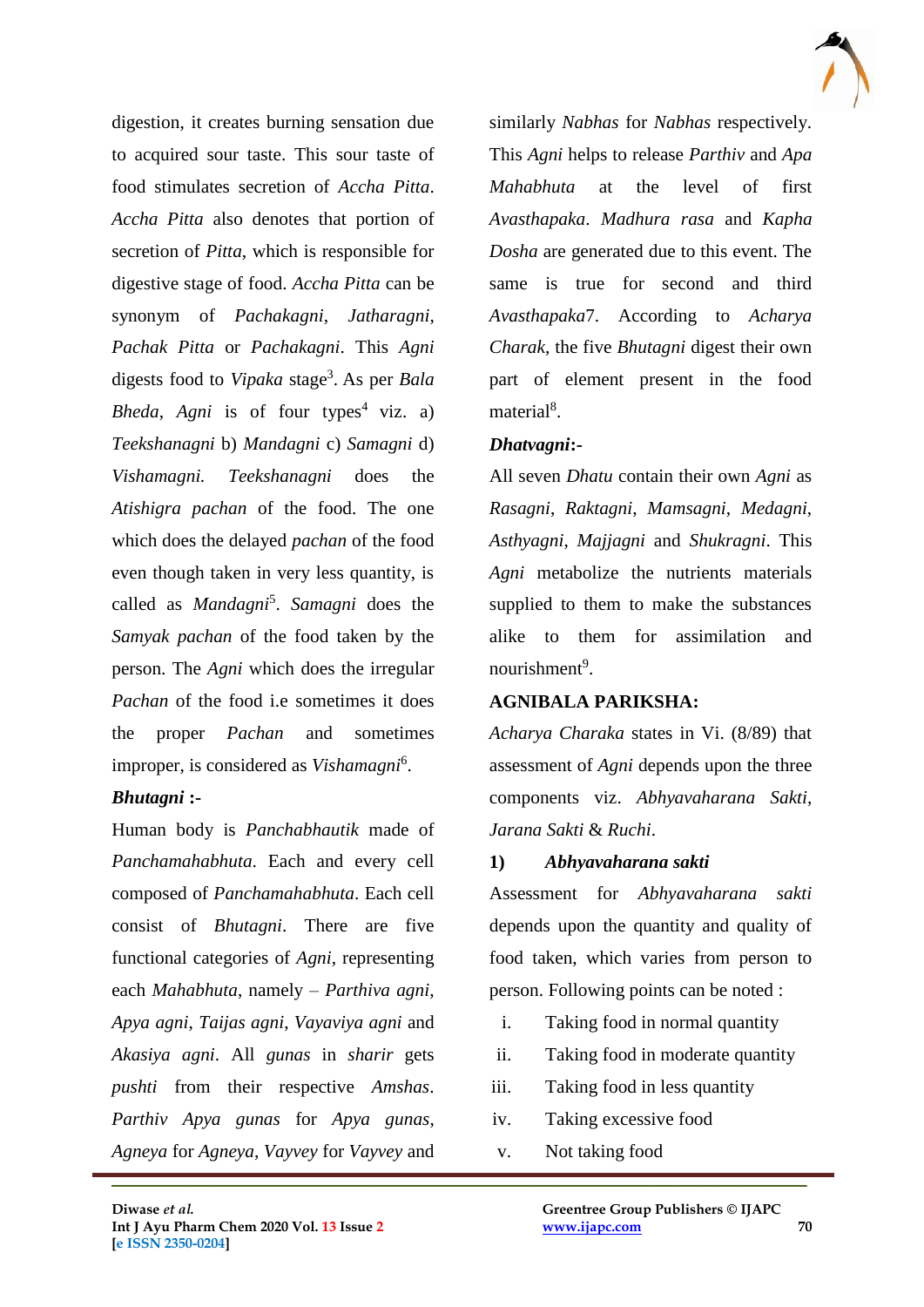digestion, it creates burning sensation due to acquired sour taste. This sour taste of food stimulates secretion of *Accha Pitta*. *Accha Pitta* also denotes that portion of secretion of *Pitta*, which is responsible for digestive stage of food. *Accha Pitta* can be synonym of *Pachakagni*, *Jatharagni*, *Pachak Pitta* or *Pachakagni*. This *Agni* digests food to *Vipaka* stage[3]. As per *Bala Bheda*, *Agni* is of four types[4] viz. a) *Teekshanagni* b) *Mandagni* c) *Samagni* d) *Vishamagni.* *Teekshanagni* does the *Atishigra pachan* of the food. The one which does the delayed *pachan* of the food even though taken in very less quantity, is called as *Mandagni*[5]. *Samagni* does the *Samyak pachan* of the food taken by the person. The *Agni* which does the irregular *Pachan* of the food i.e sometimes it does the proper *Pachan* and sometimes improper, is considered as *Vishamagni*[6].

**_Bhutagni_ :-**

Human body is *Panchabhautik* made of *Panchamahabhuta.* Each and every cell composed of *Panchamahabhuta*. Each cell consist of *Bhutagni*. There are five functional categories of *Agni*, representing each *Mahabhuta*, namely – *Parthiva agni*, *Apya agni*, *Taijas agni*, *Vayaviya agni* and *Akasiya agni*. All *gunas* in *sharir* gets *pushti* from their respective *Amshas*. *Parthiv Apya gunas* for *Apya gunas*, *Agneya* for *Agneya*, *Vayvey* for *Vayvey* and similarly *Nabhas* for *Nabhas* respectively. This *Agni* helps to release *Parthiv* and *Apa Mahabhuta* at the level of first *Avasthapaka*. *Madhura rasa* and *Kapha Dosha* are generated due to this event. The same is true for second and third *Avasthapaka*7. According to *Acharya Charak*, the five *Bhutagni* digest their own part of element present in the food material[8].

**_Dhatvagni_:-**

All seven *Dhatu* contain their own *Agni* as *Rasagni*, *Raktagni*, *Mamsagni*, *Medagni*, *Asthyagni*, *Majjagni* and *Shukragni*. This *Agni* metabolize the nutrients materials supplied to them to make the substances alike to them for assimilation and nourishment[9].

**AGNIBALA PARIKSHA:**

*Acharya Charaka* states in Vi. (8/89) that assessment of *Agni* depends upon the three components viz. *Abhyavaharana Sakti*, *Jarana Sakti* & *Ruchi*.

**1) _Abhyavaharana sakti_**

Assessment for *Abhyavaharana sakti* depends upon the quantity and quality of food taken, which varies from person to person. Following points can be noted :

i. Taking food in normal quantity
ii. Taking food in moderate quantity
iii. Taking food in less quantity
iv. Taking excessive food
v. Not taking food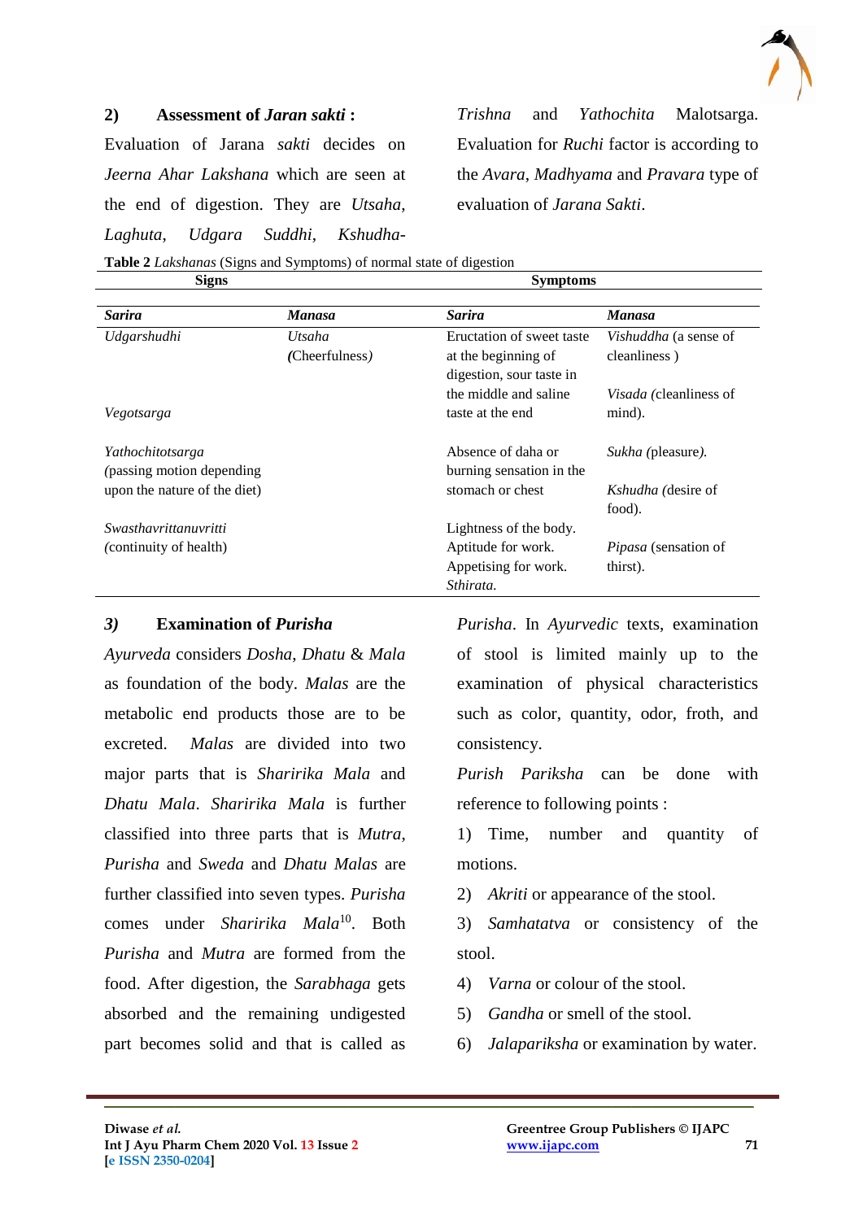### 2) Assessment of *Jaran sakti* :

Evaluation of Jarana *sakti* decides on *Jeerna Ahar Lakshana* which are seen at the end of digestion. They are *Utsaha*, *Laghuta*, *Udgara Suddhi*, *Kshudha-Trishna* and *Yathochita* Malotsarga. Evaluation for *Ruchi* factor is according to the *Avara*, *Madhyama* and *Pravara* type of evaluation of *Jarana Sakti*.

**Table 2** *Lakshanas* (Signs and Symptoms) of normal state of digestion

| **Signs** | | **Symptoms** | |
|---|---|---|---|
| ***Sarira*** | ***Manasa*** | ***Sarira*** | ***Manasa*** |
| *Udgarshudhi* | *Utsaha (*Cheerfulness*)* | Eructation of sweet taste at the beginning of digestion, sour taste in the middle and saline taste at the end | *Vishuddha* (a sense of cleanliness ) |
| *Vegotsarga* | | | *Visada (*cleanliness of mind). |
| *Yathochitotsarga (*passing motion depending upon the nature of the diet) | | Absence of daha or burning sensation in the stomach or chest | *Sukha* (pleasure*).* |
| | | | *Kshudha (*desire of food). |
| *Swasthavrittanuvritti (*continuity of health) | | Lightness of the body. Aptitude for work. Appetising for work. *Sthirata.* | *Pipasa* (sensation of thirst). |

### *3)* Examination of *Purisha*

*Ayurveda* considers *Dosha*, *Dhatu* & *Mala* as foundation of the body. *Malas* are the metabolic end products those are to be excreted. *Malas* are divided into two major parts that is *Sharirika Mala* and *Dhatu Mala*. *Sharirika Mala* is further classified into three parts that is *Mutra*, *Purisha* and *Sweda* and *Dhatu Malas* are further classified into seven types. *Purisha* comes under *Sharirika Mala*[10]. Both *Purisha* and *Mutra* are formed from the food. After digestion, the *Sarabhaga* gets absorbed and the remaining undigested part becomes solid and that is called as *Purisha*. In *Ayurvedic* texts, examination of stool is limited mainly up to the examination of physical characteristics such as color, quantity, odor, froth, and consistency.

*Purish Pariksha* can be done with reference to following points :

1) Time, number and quantity of motions.
2) *Akriti* or appearance of the stool.
3) *Samhatatva* or consistency of the stool.
4) *Varna* or colour of the stool.
5) *Gandha* or smell of the stool.
6) *Jalapariksha* or examination by water.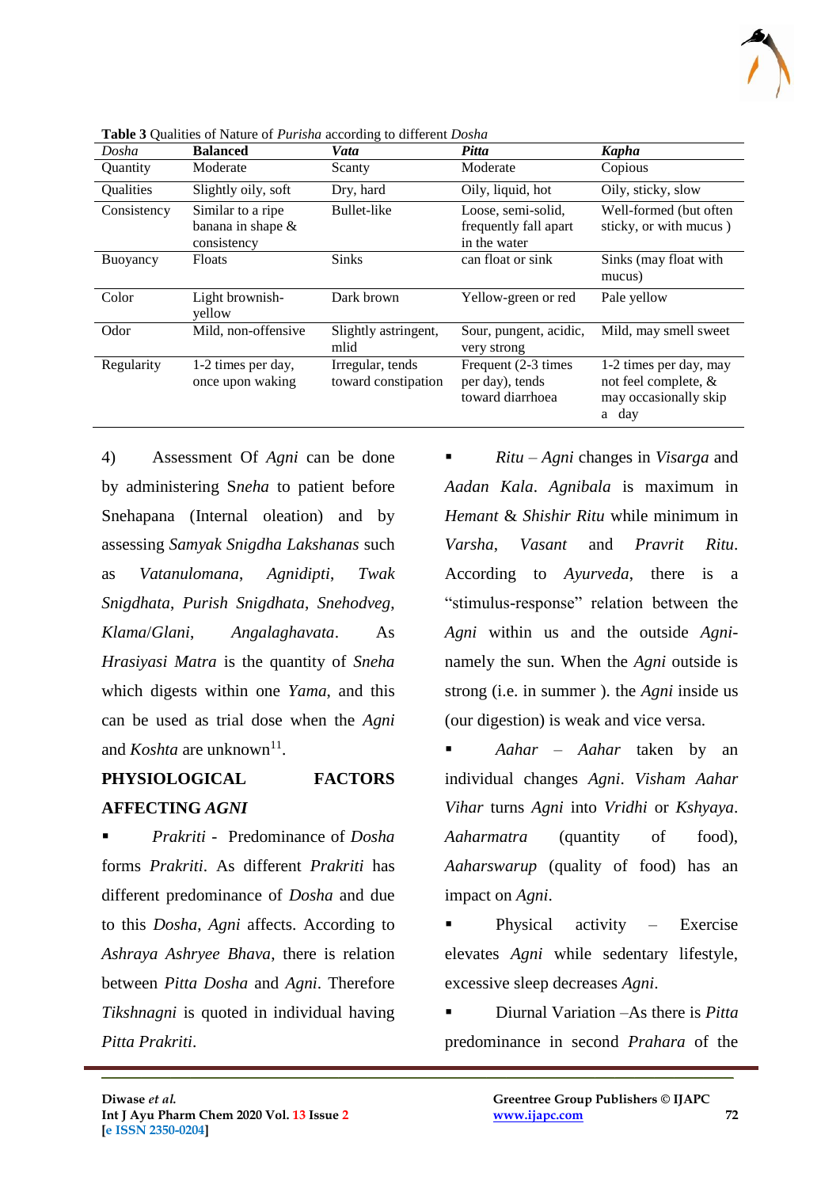**Table 3** Qualities of Nature of *Purisha* according to different *Dosha*

| *Dosha* | **Balanced** | ***Vata*** | ***Pitta*** | ***Kapha*** |
|---|---|---|---|---|
| Quantity | Moderate | Scanty | Moderate | Copious |
| Qualities | Slightly oily, soft | Dry, hard | Oily, liquid, hot | Oily, sticky, slow |
| Consistency | Similar to a ripe banana in shape & consistency | Bullet-like | Loose, semi-solid, frequently fall apart in the water | Well-formed (but often sticky, or with mucus ) |
| Buoyancy | Floats | Sinks | can float or sink | Sinks (may float with mucus) |
| Color | Light brownish-yellow | Dark brown | Yellow-green or red | Pale yellow |
| Odor | Mild, non-offensive | Slightly astringent, mlid | Sour, pungent, acidic, very strong | Mild, may smell sweet |
| Regularity | 1-2 times per day, once upon waking | Irregular, tends toward constipation | Frequent (2-3 times per day), tends toward diarrhoea | 1-2 times per day, may not feel complete, & may occasionally skip a day |

4) Assessment Of *Agni* can be done by administering S*neha* to patient before Snehapana (Internal oleation) and by assessing *Samyak Snigdha Lakshanas* such as *Vatanulomana*, *Agnidipti*, *Twak Snigdhata*, *Purish Snigdhata*, *Snehodveg*, *Klama*/*Glani*, *Angalaghavata*. As *Hrasiyasi Matra* is the quantity of *Sneha* which digests within one *Yama*, and this can be used as trial dose when the *Agni* and *Koshta* are unknown[11].

**PHYSIOLOGICAL FACTORS AFFECTING *AGNI***

- *Prakriti* - Predominance of *Dosha* forms *Prakriti*. As different *Prakriti* has different predominance of *Dosha* and due to this *Dosha*, *Agni* affects. According to *Ashraya Ashryee Bhava*, there is relation between *Pitta Dosha* and *Agni*. Therefore *Tikshnagni* is quoted in individual having *Pitta Prakriti*.
- *Ritu* – *Agni* changes in *Visarga* and *Aadan Kala*. *Agnibala* is maximum in *Hemant* & *Shishir Ritu* while minimum in *Varsha*, *Vasant* and *Pravrit Ritu*. According to *Ayurveda*, there is a "stimulus-response" relation between the *Agni* within us and the outside *Agni*- namely the sun. When the *Agni* outside is strong (i.e. in summer ). the *Agni* inside us (our digestion) is weak and vice versa.
- *Aahar* – *Aahar* taken by an individual changes *Agni*. *Visham Aahar Vihar* turns *Agni* into *Vridhi* or *Kshyaya*. *Aaharmatra* (quantity of food), *Aaharswarup* (quality of food) has an impact on *Agni*.
- Physical activity – Exercise elevates *Agni* while sedentary lifestyle, excessive sleep decreases *Agni*.
- Diurnal Variation –As there is *Pitta* predominance in second *Prahara* of the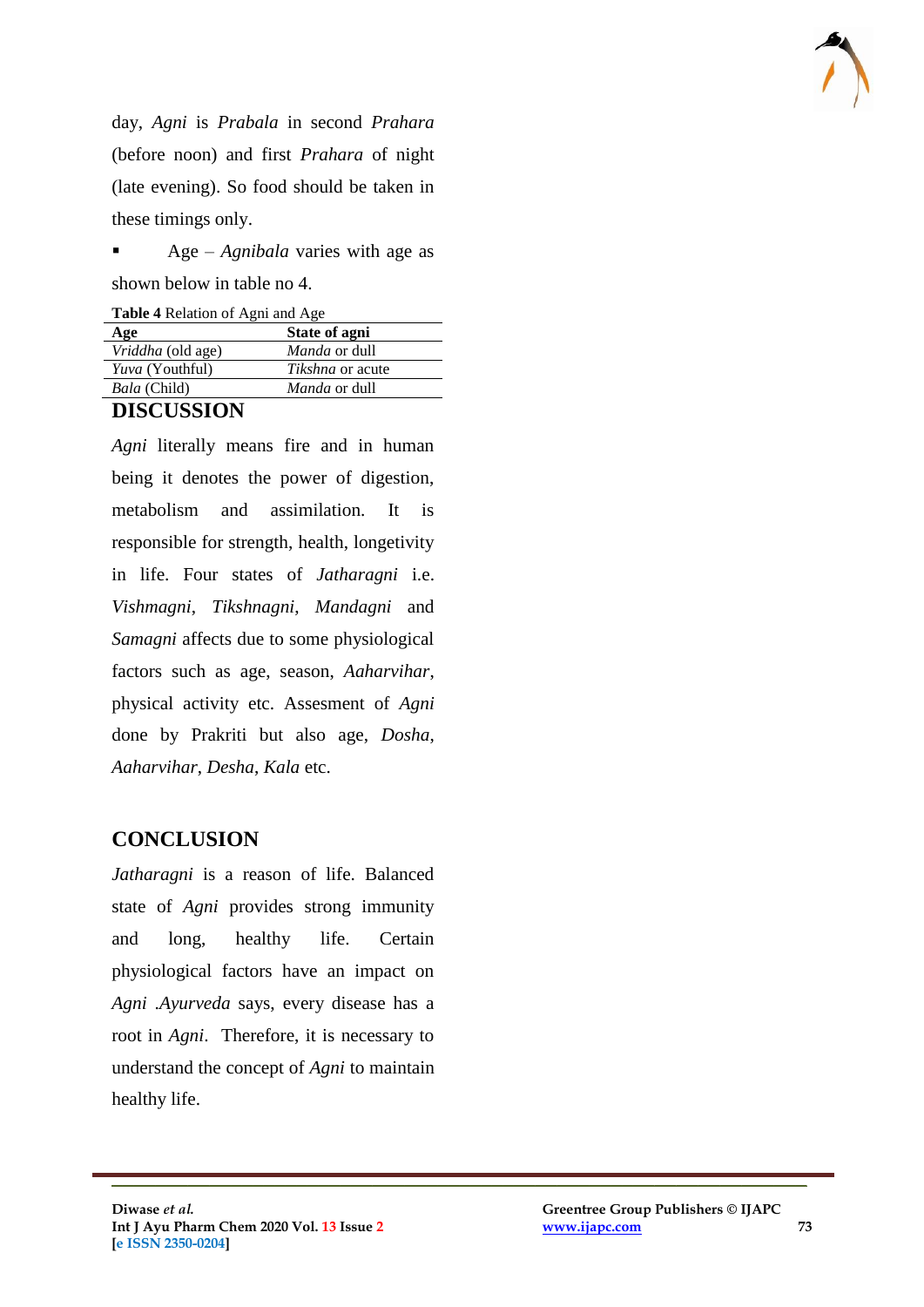day, *Agni* is *Prabala* in second *Prahara* (before noon) and first *Prahara* of night (late evening). So food should be taken in these timings only.

- Age – *Agnibala* varies with age as shown below in table no 4.

**Table 4** Relation of Agni and Age

| Age | State of agni |
|---|---|
| *Vriddha* (old age) | *Manda* or dull |
| *Yuva* (Youthful) | *Tikshna* or acute |
| *Bala* (Child) | *Manda* or dull |

## DISCUSSION

*Agni* literally means fire and in human being it denotes the power of digestion, metabolism and assimilation. It is responsible for strength, health, longetivity in life. Four states of *Jatharagni* i.e. *Vishmagni*, *Tikshnagni*, *Mandagni* and *Samagni* affects due to some physiological factors such as age, season, *Aaharvihar*, physical activity etc. Assesment of *Agni* done by Prakriti but also age, *Dosha*, *Aaharvihar*, *Desha*, *Kala* etc.

## CONCLUSION

*Jatharagni* is a reason of life. Balanced state of *Agni* provides strong immunity and long, healthy life. Certain physiological factors have an impact on *Agni* .*Ayurveda* says, every disease has a root in *Agni*. Therefore, it is necessary to understand the concept of *Agni* to maintain healthy life.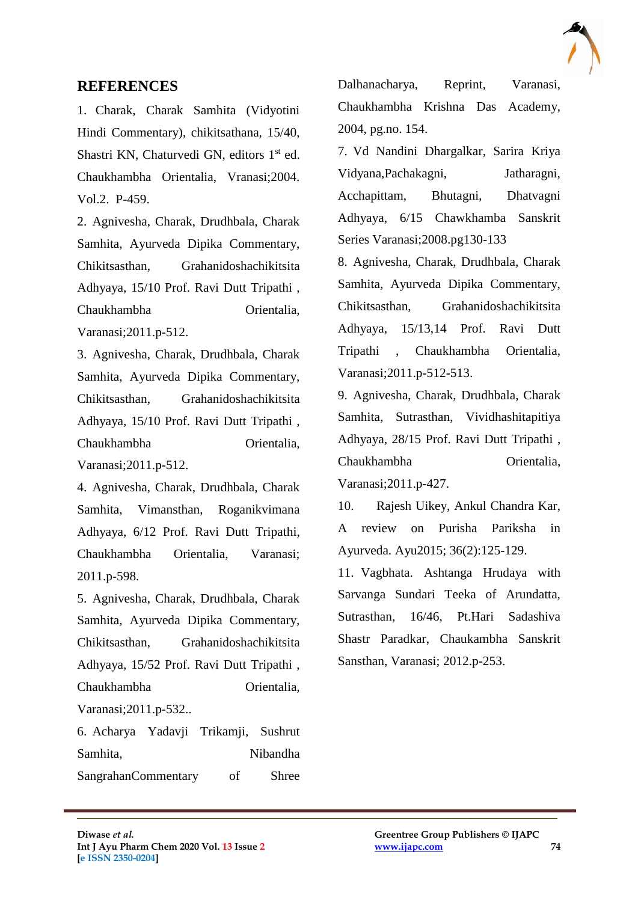## REFERENCES

1. Charak, Charak Samhita (Vidyotini Hindi Commentary), chikitsathana, 15/40, Shastri KN, Chaturvedi GN, editors 1st ed. Chaukhambha Orientalia, Vranasi;2004. Vol.2. P-459.
2. Agnivesha, Charak, Drudhbala, Charak Samhita, Ayurveda Dipika Commentary, Chikitsasthan, Grahanidoshachikitsita Adhyaya, 15/10 Prof. Ravi Dutt Tripathi , Chaukhambha Orientalia, Varanasi;2011.p-512.
3. Agnivesha, Charak, Drudhbala, Charak Samhita, Ayurveda Dipika Commentary, Chikitsasthan, Grahanidoshachikitsita Adhyaya, 15/10 Prof. Ravi Dutt Tripathi , Chaukhambha Orientalia, Varanasi;2011.p-512.
4. Agnivesha, Charak, Drudhbala, Charak Samhita, Vimansthan, Roganikvimana Adhyaya, 6/12 Prof. Ravi Dutt Tripathi, Chaukhambha Orientalia, Varanasi; 2011.p-598.
5. Agnivesha, Charak, Drudhbala, Charak Samhita, Ayurveda Dipika Commentary, Chikitsasthan, Grahanidoshachikitsita Adhyaya, 15/52 Prof. Ravi Dutt Tripathi , Chaukhambha Orientalia, Varanasi;2011.p-532..
6. Acharya Yadavji Trikamji, Sushrut Samhita, Nibandha SangrahanCommentary of Shree Dalhanacharya, Reprint, Varanasi, Chaukhambha Krishna Das Academy, 2004, pg.no. 154.
7. Vd Nandini Dhargalkar, Sarira Kriya Vidyana,Pachakagni, Jatharagni, Acchapittam, Bhutagni, Dhatvagni Adhyaya, 6/15 Chawkhamba Sanskrit Series Varanasi;2008.pg130-133
8. Agnivesha, Charak, Drudhbala, Charak Samhita, Ayurveda Dipika Commentary, Chikitsasthan, Grahanidoshachikitsita Adhyaya, 15/13,14 Prof. Ravi Dutt Tripathi , Chaukhambha Orientalia, Varanasi;2011.p-512-513.
9. Agnivesha, Charak, Drudhbala, Charak Samhita, Sutrasthan, Vividhashitapitiya Adhyaya, 28/15 Prof. Ravi Dutt Tripathi , Chaukhambha Orientalia, Varanasi;2011.p-427.
10. Rajesh Uikey, Ankul Chandra Kar, A review on Purisha Pariksha in Ayurveda. Ayu2015; 36(2):125-129.
11. Vagbhata. Ashtanga Hrudaya with Sarvanga Sundari Teeka of Arundatta, Sutrasthan, 16/46, Pt.Hari Sadashiva Shastr Paradkar, Chaukambha Sanskrit Sansthan, Varanasi; 2012.p-253.